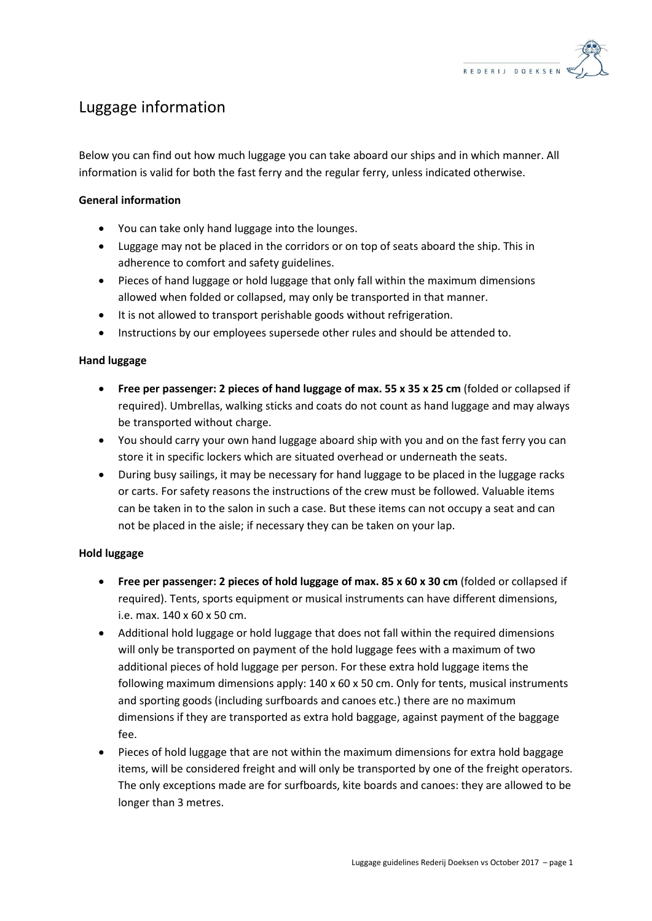# Luggage information

Below you can find out how much luggage you can take aboard our ships and in which manner. All information is valid for both the fast ferry and the regular ferry, unless indicated otherwise.

**General information**

- You can take only hand luggage into the lounges.
- Luggage may not be placed in the corridors or on top of seats aboard the ship. This in adherence to comfort and safety guidelines.
- Pieces of hand luggage or hold luggage that only fall within the maximum dimensions allowed when folded or collapsed, may only be transported in that manner.
- It is not allowed to transport perishable goods without refrigeration.
- Instructions by our employees supersede other rules and should be attended to.

**Hand luggage**

- **Free per passenger: 2 pieces of hand luggage of max. 55 x 35 x 25 cm** (folded or collapsed if required). Umbrellas, walking sticks and coats do not count as hand luggage and may always be transported without charge.
- You should carry your own hand luggage aboard ship with you and on the fast ferry you can store it in specific lockers which are situated overhead or underneath the seats.
- During busy sailings, it may be necessary for hand luggage to be placed in the luggage racks or carts. For safety reasons the instructions of the crew must be followed. Valuable items can be taken in to the salon in such a case. But these items can not occupy a seat and can not be placed in the aisle; if necessary they can be taken on your lap.

**Hold luggage**

- **Free per passenger: 2 pieces of hold luggage of max. 85 x 60 x 30 cm** (folded or collapsed if required). Tents, sports equipment or musical instruments can have different dimensions, i.e. max. 140 x 60 x 50 cm.
- Additional hold luggage or hold luggage that does not fall within the required dimensions will only be transported on payment of the hold luggage fees with a maximum of two additional pieces of hold luggage per person. For these extra hold luggage items the following maximum dimensions apply: 140 x 60 x 50 cm. Only for tents, musical instruments and sporting goods (including surfboards and canoes etc.) there are no maximum dimensions if they are transported as extra hold baggage, against payment of the baggage fee.
- Pieces of hold luggage that are not within the maximum dimensions for extra hold baggage items, will be considered freight and will only be transported by one of the freight operators. The only exceptions made are for surfboards, kite boards and canoes: they are allowed to be longer than 3 metres.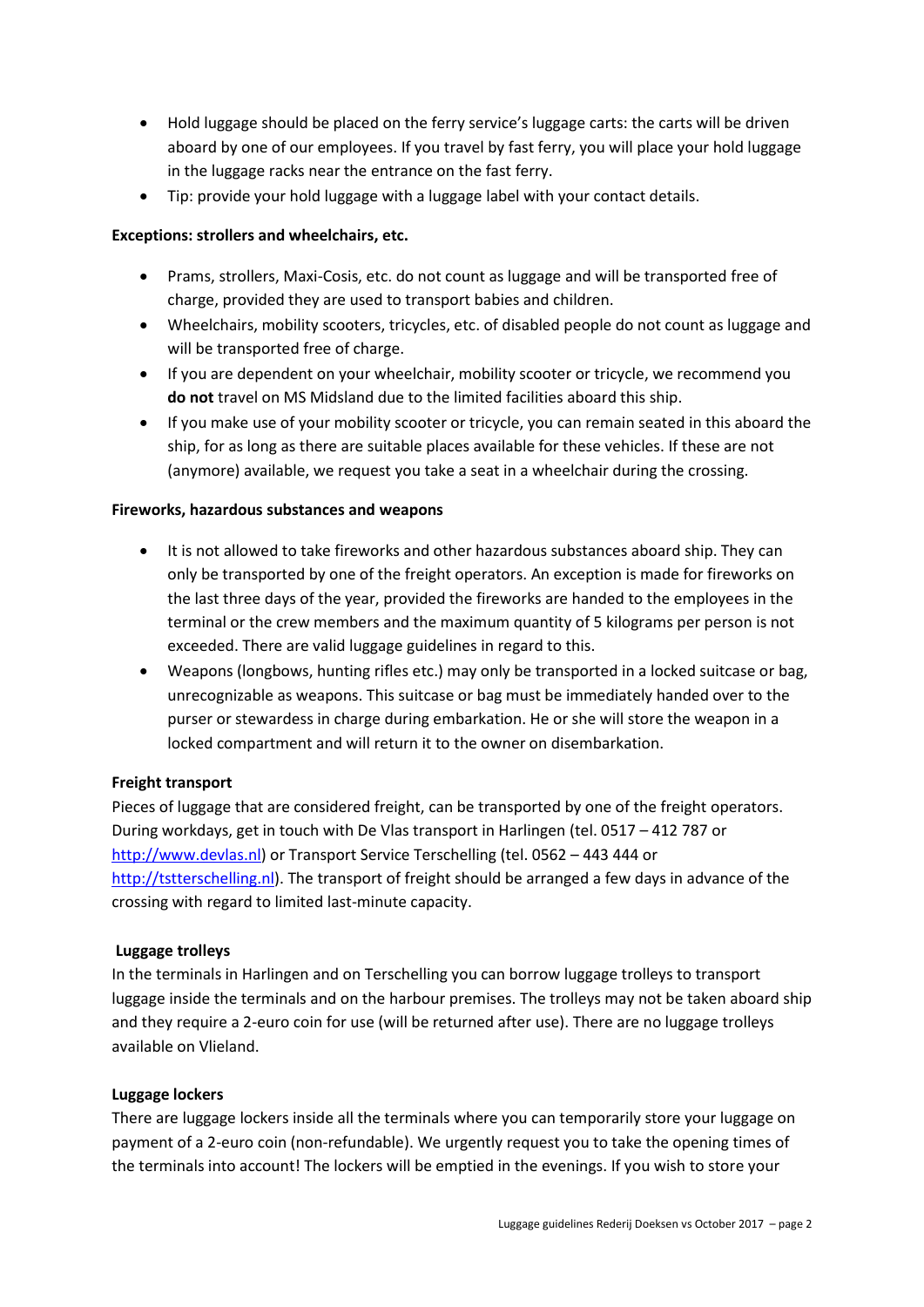- Hold luggage should be placed on the ferry service's luggage carts: the carts will be driven aboard by one of our employees. If you travel by fast ferry, you will place your hold luggage in the luggage racks near the entrance on the fast ferry.
- Tip: provide your hold luggage with a luggage label with your contact details.

**Exceptions: strollers and wheelchairs, etc.**

- Prams, strollers, Maxi-Cosis, etc. do not count as luggage and will be transported free of charge, provided they are used to transport babies and children.
- Wheelchairs, mobility scooters, tricycles, etc. of disabled people do not count as luggage and will be transported free of charge.
- If you are dependent on your wheelchair, mobility scooter or tricycle, we recommend you **do not** travel on MS Midsland due to the limited facilities aboard this ship.
- If you make use of your mobility scooter or tricycle, you can remain seated in this aboard the ship, for as long as there are suitable places available for these vehicles. If these are not (anymore) available, we request you take a seat in a wheelchair during the crossing.

**Fireworks, hazardous substances and weapons**

- It is not allowed to take fireworks and other hazardous substances aboard ship. They can only be transported by one of the freight operators. An exception is made for fireworks on the last three days of the year, provided the fireworks are handed to the employees in the terminal or the crew members and the maximum quantity of 5 kilograms per person is not exceeded. There are valid luggage guidelines in regard to this.
- Weapons (longbows, hunting rifles etc.) may only be transported in a locked suitcase or bag, unrecognizable as weapons. This suitcase or bag must be immediately handed over to the purser or stewardess in charge during embarkation. He or she will store the weapon in a locked compartment and will return it to the owner on disembarkation.

**Freight transport**

Pieces of luggage that are considered freight, can be transported by one of the freight operators. During workdays, get in touch with De Vlas transport in Harlingen (tel. 0517 – 412 787 or http://www.devlas.nl) or Transport Service Terschelling (tel. 0562 – 443 444 or http://tstterschelling.nl). The transport of freight should be arranged a few days in advance of the crossing with regard to limited last-minute capacity.

**Luggage trolleys**

In the terminals in Harlingen and on Terschelling you can borrow luggage trolleys to transport luggage inside the terminals and on the harbour premises. The trolleys may not be taken aboard ship and they require a 2-euro coin for use (will be returned after use). There are no luggage trolleys available on Vlieland.

**Luggage lockers**

There are luggage lockers inside all the terminals where you can temporarily store your luggage on payment of a 2-euro coin (non-refundable). We urgently request you to take the opening times of the terminals into account! The lockers will be emptied in the evenings. If you wish to store your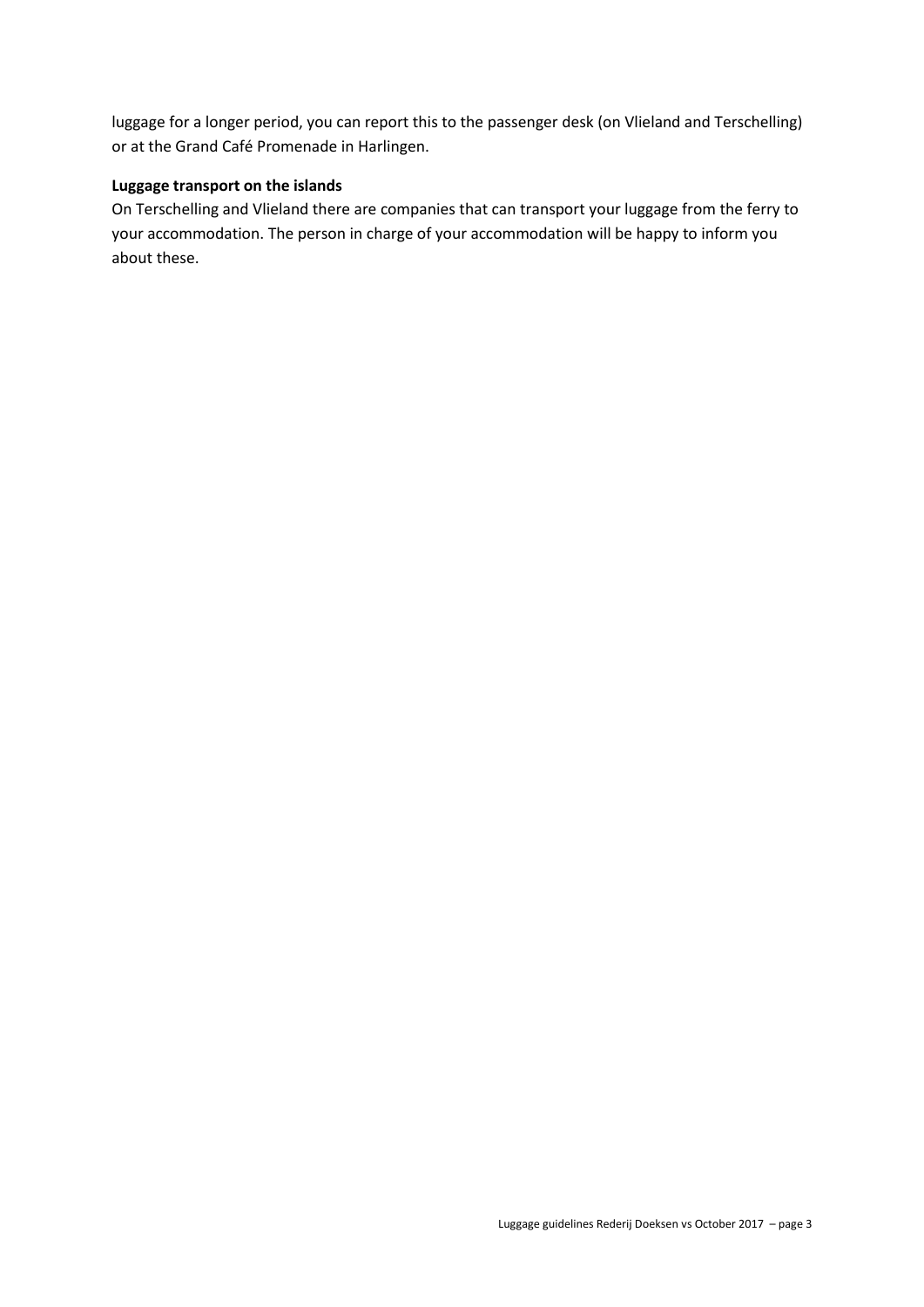luggage for a longer period, you can report this to the passenger desk (on Vlieland and Terschelling) or at the Grand Café Promenade in Harlingen.

**Luggage transport on the islands**

On Terschelling and Vlieland there are companies that can transport your luggage from the ferry to your accommodation. The person in charge of your accommodation will be happy to inform you about these.